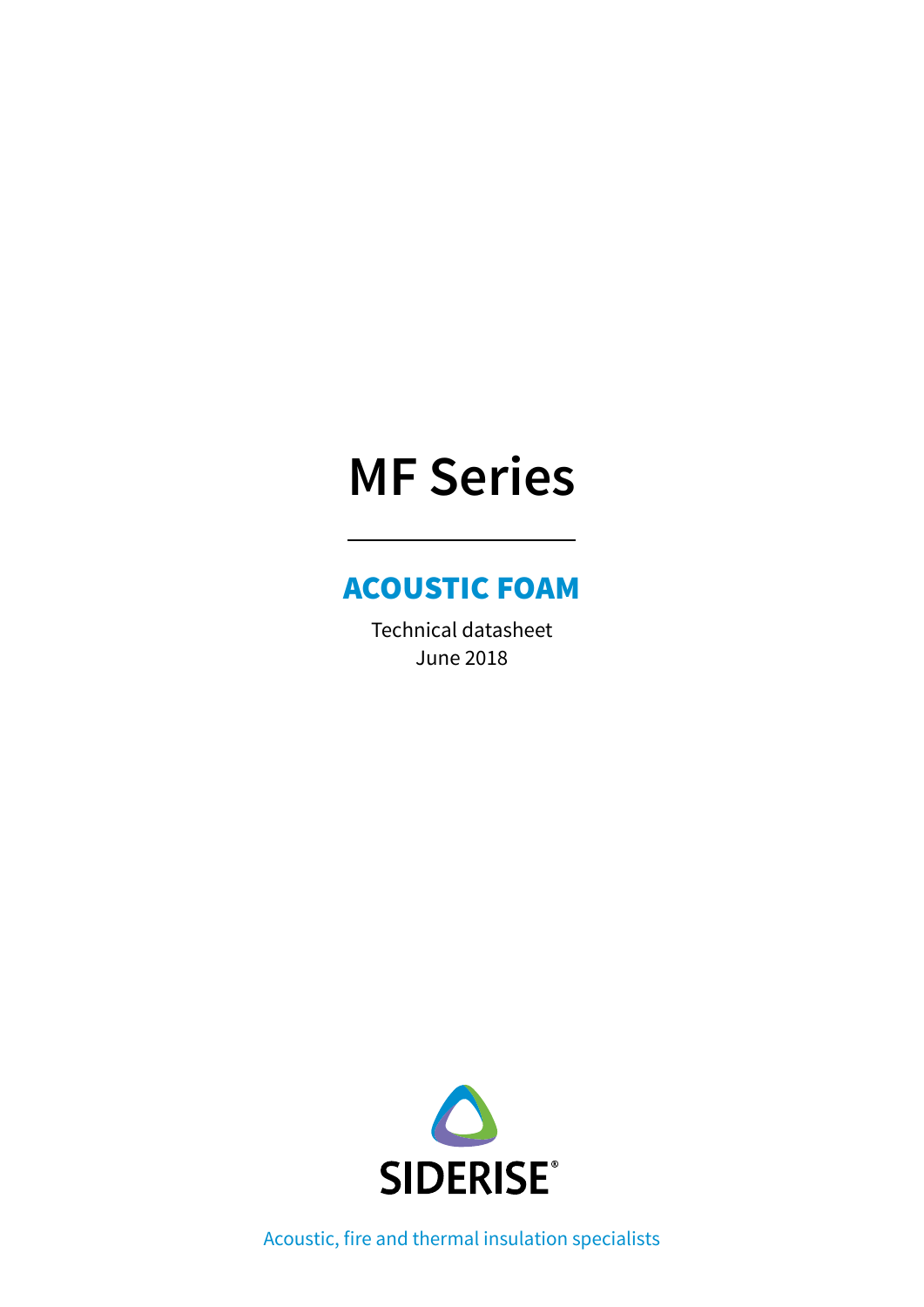# MF Series

## ACOUSTIC FOAM

Technical datasheet
June 2018

SIDERISE®

Acoustic, fire and thermal insulation specialists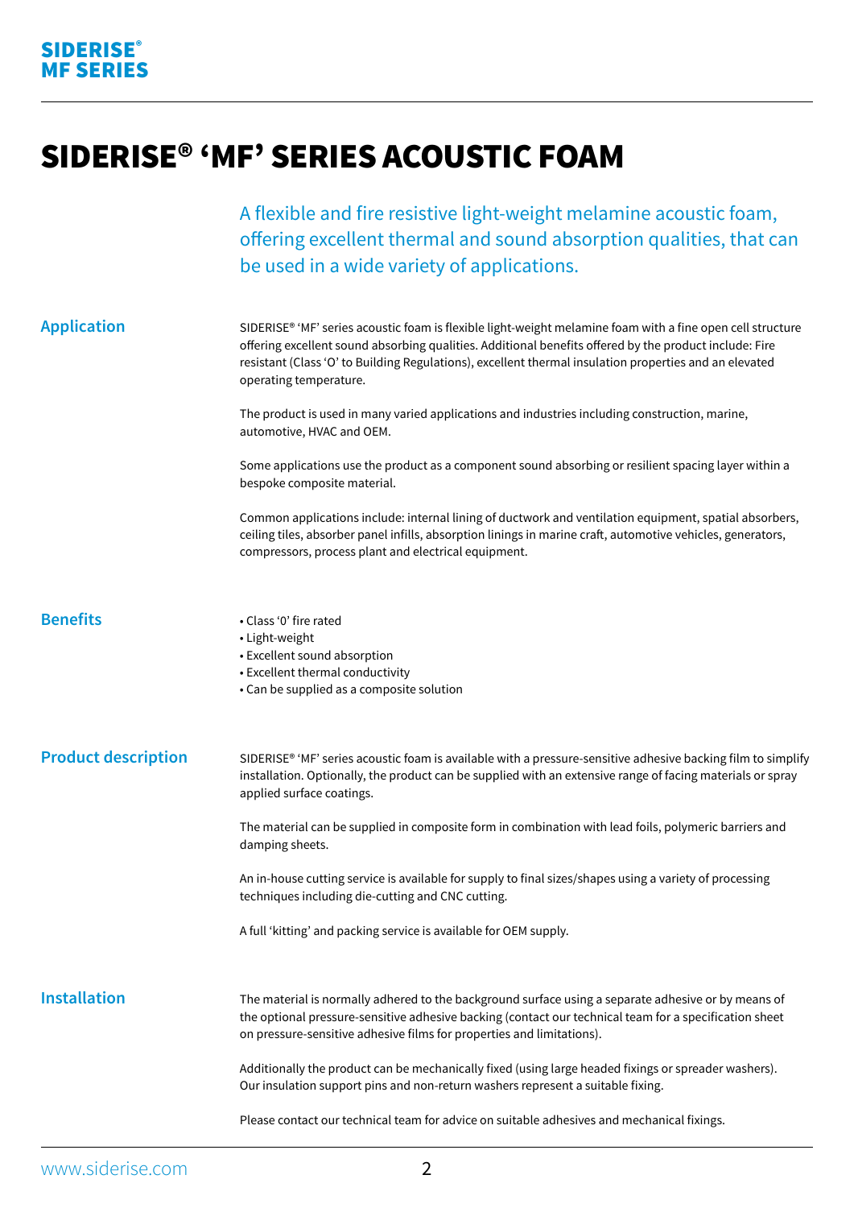# SIDERISE® 'MF' SERIES ACOUSTIC FOAM

A flexible and fire resistive light-weight melamine acoustic foam, offering excellent thermal and sound absorption qualities, that can be used in a wide variety of applications.

## Application

SIDERISE® 'MF' series acoustic foam is flexible light-weight melamine foam with a fine open cell structure offering excellent sound absorbing qualities. Additional benefits offered by the product include: Fire resistant (Class 'O' to Building Regulations), excellent thermal insulation properties and an elevated operating temperature.

The product is used in many varied applications and industries including construction, marine, automotive, HVAC and OEM.

Some applications use the product as a component sound absorbing or resilient spacing layer within a bespoke composite material.

Common applications include: internal lining of ductwork and ventilation equipment, spatial absorbers, ceiling tiles, absorber panel infills, absorption linings in marine craft, automotive vehicles, generators, compressors, process plant and electrical equipment.

## Benefits

- Class '0' fire rated
- Light-weight
- Excellent sound absorption
- Excellent thermal conductivity
- Can be supplied as a composite solution

## Product description

SIDERISE® 'MF' series acoustic foam is available with a pressure-sensitive adhesive backing film to simplify installation. Optionally, the product can be supplied with an extensive range of facing materials or spray applied surface coatings.

The material can be supplied in composite form in combination with lead foils, polymeric barriers and damping sheets.

An in-house cutting service is available for supply to final sizes/shapes using a variety of processing techniques including die-cutting and CNC cutting.

A full 'kitting' and packing service is available for OEM supply.

## Installation

The material is normally adhered to the background surface using a separate adhesive or by means of the optional pressure-sensitive adhesive backing (contact our technical team for a specification sheet on pressure-sensitive adhesive films for properties and limitations).

Additionally the product can be mechanically fixed (using large headed fixings or spreader washers). Our insulation support pins and non-return washers represent a suitable fixing.

Please contact our technical team for advice on suitable adhesives and mechanical fixings.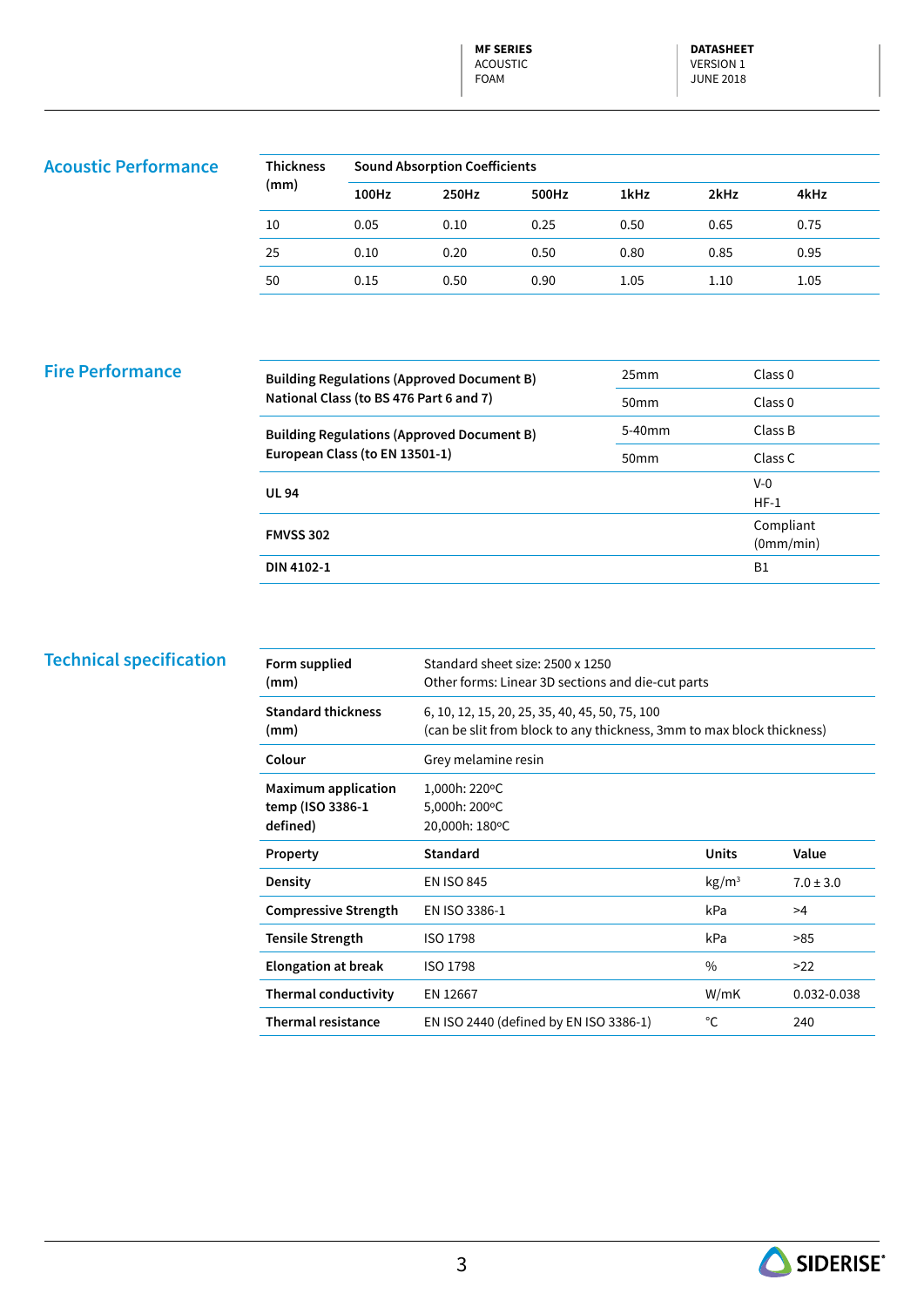## Acoustic Performance

| Thickness (mm) | Sound Absorption Coefficients | | | | | |
|---|---|---|---|---|---|---|
| | 100Hz | 250Hz | 500Hz | 1kHz | 2kHz | 4kHz |
| 10 | 0.05 | 0.10 | 0.25 | 0.50 | 0.65 | 0.75 |
| 25 | 0.10 | 0.20 | 0.50 | 0.80 | 0.85 | 0.95 |
| 50 | 0.15 | 0.50 | 0.90 | 1.05 | 1.10 | 1.05 |

## Fire Performance

| | | |
|---|---|---|
| **Building Regulations (Approved Document B) National Class (to BS 476 Part 6 and 7)** | 25mm | Class 0 |
| | 50mm | Class 0 |
| **Building Regulations (Approved Document B) European Class (to EN 13501-1)** | 5-40mm | Class B |
| | 50mm | Class C |
| **UL 94** | | V-0 HF-1 |
| **FMVSS 302** | | Compliant (0mm/min) |
| **DIN 4102-1** | | B1 |

## Technical specification

| | | | |
|---|---|---|---|
| **Form supplied (mm)** | Standard sheet size: 2500 x 1250<br>Other forms: Linear 3D sections and die-cut parts | | |
| **Standard thickness (mm)** | 6, 10, 12, 15, 20, 25, 35, 40, 45, 50, 75, 100<br>(can be slit from block to any thickness, 3mm to max block thickness) | | |
| **Colour** | Grey melamine resin | | |
| **Maximum application temp (ISO 3386-1 defined)** | 1,000h: 220ºC<br>5,000h: 200ºC<br>20,000h: 180ºC | | |
| **Property** | **Standard** | **Units** | **Value** |
| **Density** | EN ISO 845 | $kg/m^3$ | 7.0 ± 3.0 |
| **Compressive Strength** | EN ISO 3386-1 | kPa | >4 |
| **Tensile Strength** | ISO 1798 | kPa | >85 |
| **Elongation at break** | ISO 1798 | % | >22 |
| **Thermal conductivity** | EN 12667 | W/mK | 0.032-0.038 |
| **Thermal resistance** | EN ISO 2440 (defined by EN ISO 3386-1) | °C | 240 |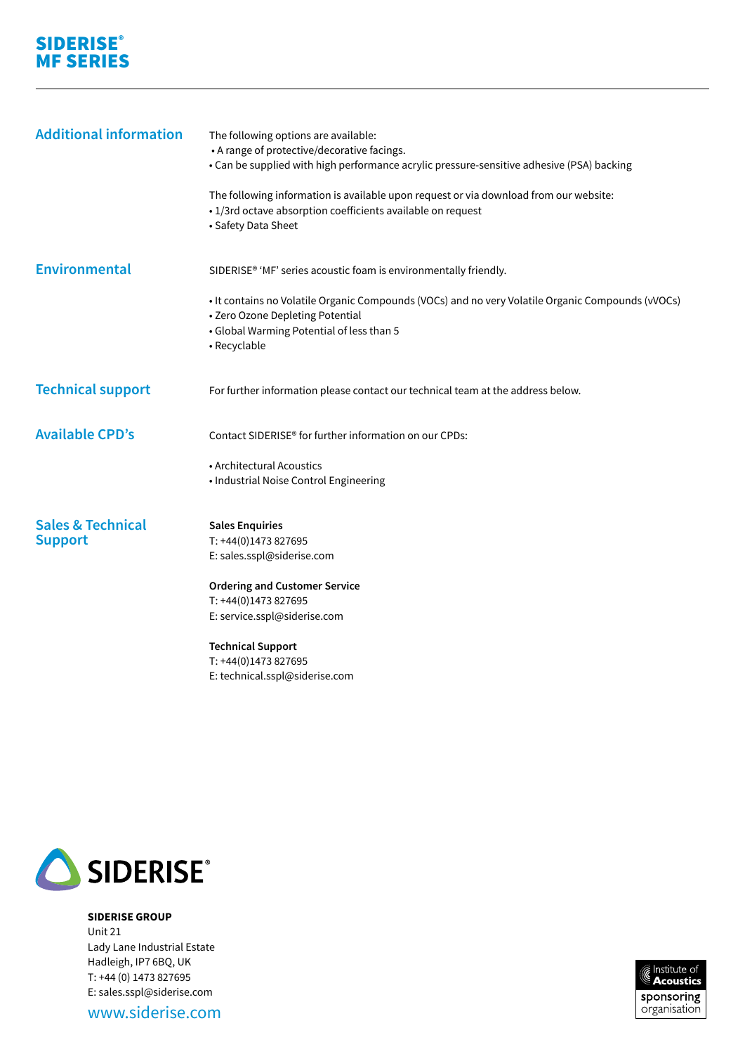## Additional information

The following options are available:

- A range of protective/decorative facings.
- Can be supplied with high performance acrylic pressure-sensitive adhesive (PSA) backing

The following information is available upon request or via download from our website:

- 1/3rd octave absorption coefficients available on request
- Safety Data Sheet

## Environmental

SIDERISE® 'MF' series acoustic foam is environmentally friendly.

- It contains no Volatile Organic Compounds (VOCs) and no very Volatile Organic Compounds (vVOCs)
- Zero Ozone Depleting Potential
- Global Warming Potential of less than 5
- Recyclable

## Technical support

For further information please contact our technical team at the address below.

## Available CPD's

Contact SIDERISE® for further information on our CPDs:

- Architectural Acoustics
- Industrial Noise Control Engineering

## Sales & Technical Support

**Sales Enquiries**
T: +44(0)1473 827695
E: sales.sspl@siderise.com

**Ordering and Customer Service**
T: +44(0)1473 827695
E: service.sspl@siderise.com

**Technical Support**
T: +44(0)1473 827695
E: technical.sspl@siderise.com

SIDERISE®

**SIDERISE GROUP**
Unit 21
Lady Lane Industrial Estate
Hadleigh, IP7 6BQ, UK
T: +44 (0) 1473 827695
E: sales.sspl@siderise.com

www.siderise.com

Institute of Acoustics sponsoring organisation